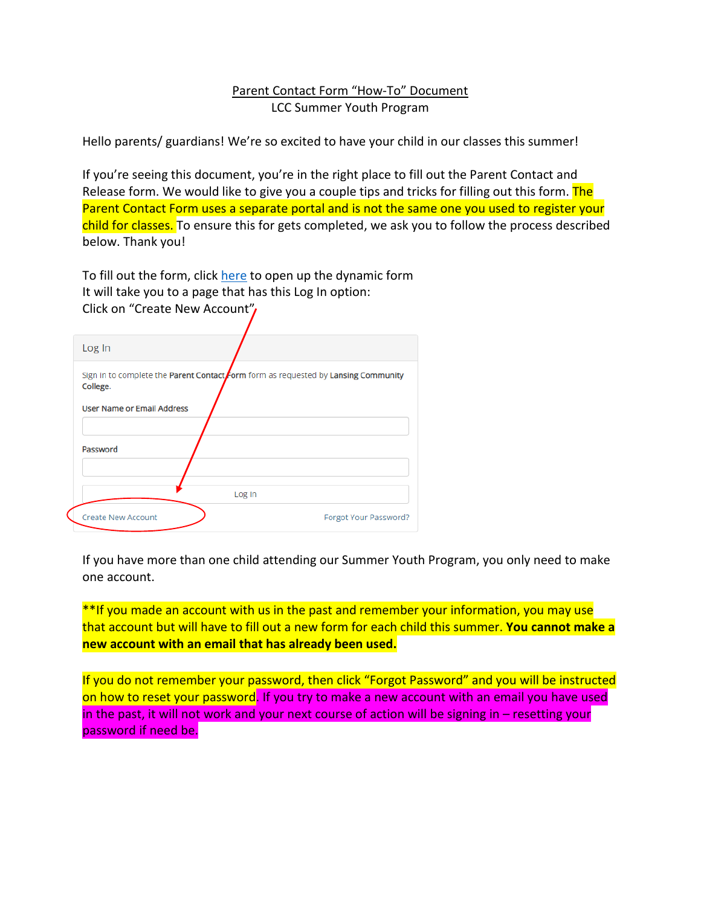Parent Contact Form "How-To" Document

LCC Summer Youth Program

Hello parents/ guardians! We're so excited to have your child in our classes this summer!

If you're seeing this document, you're in the right place to fill out the Parent Contact and Release form. We would like to give you a couple tips and tricks for filling out this form. The Parent Contact Form uses a separate portal and is not the same one you used to register your child for classes. To ensure this for gets completed, we ask you to follow the process described below. Thank you!

To fill out the form, click here to open up the dynamic form
It will take you to a page that has this Log In option:
Click on "Create New Account"

Log In

Sign in to complete the **Parent Contact Form** form as requested by **Lansing Community College**.

User Name or Email Address

Password

Log In

Create New Account    Forgot Your Password?

If you have more than one child attending our Summer Youth Program, you only need to make one account.

**If you made an account with us in the past and remember your information, you may use that account but will have to fill out a new form for each child this summer. **You cannot make a new account with an email that has already been used.**

If you do not remember your password, then click "Forgot Password" and you will be instructed on how to reset your password. If you try to make a new account with an email you have used in the past, it will not work and your next course of action will be signing in – resetting your password if need be.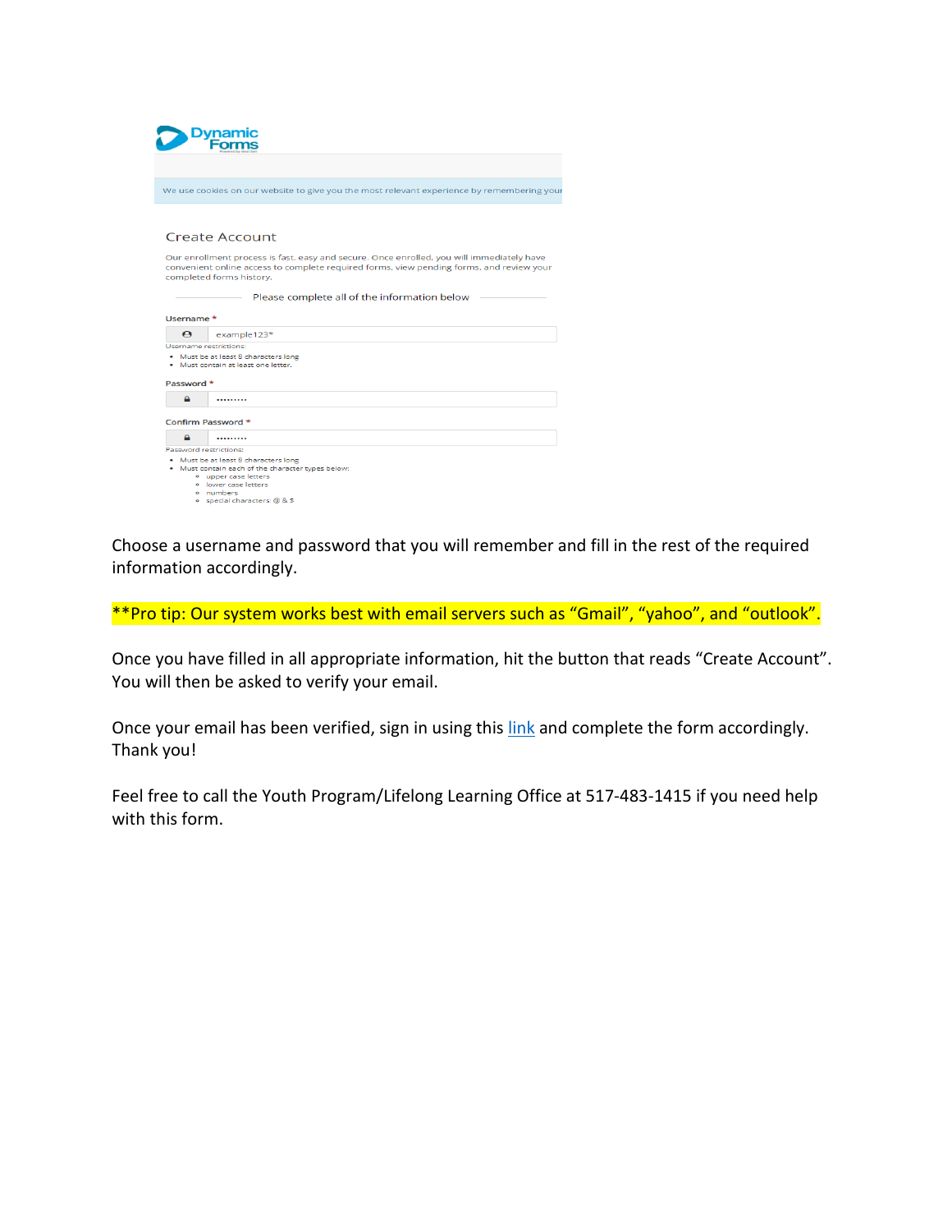Dynamic Forms

We use cookies on our website to give you the most relevant experience by remembering your

Create Account

Our enrollment process is fast, easy and secure. Once enrolled, you will immediately have convenient online access to complete required forms, view pending forms, and review your completed forms history.

Please complete all of the information below

Username *

example123*

Username restrictions:

- Must be at least 8 characters long
- Must contain at least one letter.

Password *

••••••••••

Confirm Password *

••••••••••

Password restrictions:

- Must be at least 8 characters long
- Must contain each of the character types below:
  - upper case letters
  - lower case letters
  - numbers
  - special characters: @ & $

Choose a username and password that you will remember and fill in the rest of the required information accordingly.

**Pro tip: Our system works best with email servers such as "Gmail", "yahoo", and "outlook".

Once you have filled in all appropriate information, hit the button that reads "Create Account". You will then be asked to verify your email.

Once your email has been verified, sign in using this link and complete the form accordingly. Thank you!

Feel free to call the Youth Program/Lifelong Learning Office at 517-483-1415 if you need help with this form.